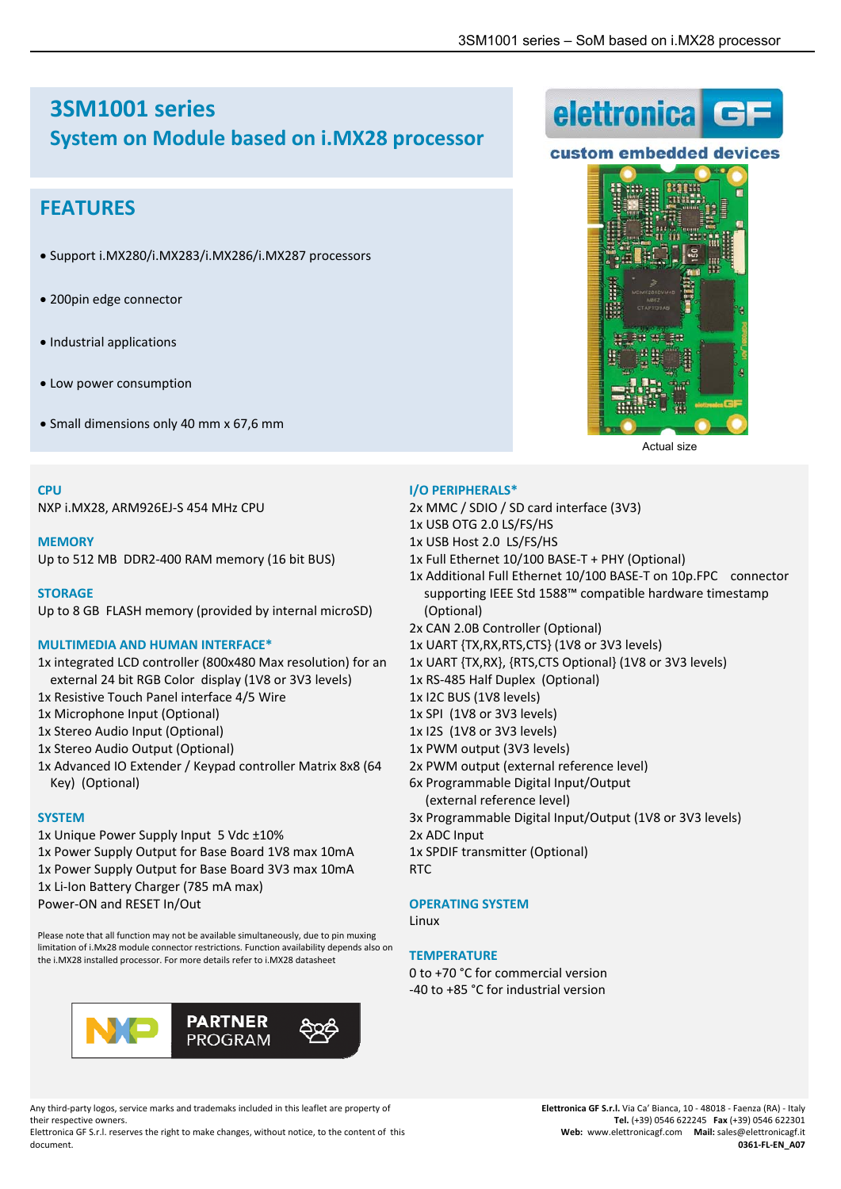# 3SM1001 series
## System on Module based on i.MX28 processor

elettronica GF

custom embedded devices

## FEATURES

- Support i.MX280/i.MX283/i.MX286/i.MX287 processors
- 200pin edge connector
- Industrial applications
- Low power consumption
- Small dimensions only 40 mm x 67,6 mm

Actual size

### CPU
NXP i.MX28, ARM926EJ-S 454 MHz CPU

### MEMORY
Up to 512 MB DDR2-400 RAM memory (16 bit BUS)

### STORAGE
Up to 8 GB FLASH memory (provided by internal microSD)

### MULTIMEDIA AND HUMAN INTERFACE*
1x integrated LCD controller (800x480 Max resolution) for an external 24 bit RGB Color display (1V8 or 3V3 levels)
1x Resistive Touch Panel interface 4/5 Wire
1x Microphone Input (Optional)
1x Stereo Audio Input (Optional)
1x Stereo Audio Output (Optional)
1x Advanced IO Extender / Keypad controller Matrix 8x8 (64 Key) (Optional)

### SYSTEM
1x Unique Power Supply Input 5 Vdc ±10%
1x Power Supply Output for Base Board 1V8 max 10mA
1x Power Supply Output for Base Board 3V3 max 10mA
1x Li-Ion Battery Charger (785 mA max)
Power-ON and RESET In/Out

Please note that all function may not be available simultaneously, due to pin muxing limitation of i.Mx28 module connector restrictions. Function availability depends also on the i.MX28 installed processor. For more details refer to i.MX28 datasheet

NXP PARTNER PROGRAM

### I/O PERIPHERALS*
2x MMC / SDIO / SD card interface (3V3)
1x USB OTG 2.0 LS/FS/HS
1x USB Host 2.0 LS/FS/HS
1x Full Ethernet 10/100 BASE-T + PHY (Optional)
1x Additional Full Ethernet 10/100 BASE-T on 10p.FPC connector supporting IEEE Std 1588™ compatible hardware timestamp (Optional)
2x CAN 2.0B Controller (Optional)
1x UART {TX,RX,RTS,CTS} (1V8 or 3V3 levels)
1x UART {TX,RX}, {RTS,CTS Optional} (1V8 or 3V3 levels)
1x RS-485 Half Duplex (Optional)
1x I2C BUS (1V8 levels)
1x SPI (1V8 or 3V3 levels)
1x I2S (1V8 or 3V3 levels)
1x PWM output (3V3 levels)
2x PWM output (external reference level)
6x Programmable Digital Input/Output (external reference level)
3x Programmable Digital Input/Output (1V8 or 3V3 levels)
2x ADC Input
1x SPDIF transmitter (Optional)
RTC

### OPERATING SYSTEM
Linux

### TEMPERATURE
0 to +70 °C for commercial version
-40 to +85 °C for industrial version

Any third-party logos, service marks and trademaks included in this leaflet are property of their respective owners.
Elettronica GF S.r.l. reserves the right to make changes, without notice, to the content of this document.

**Elettronica GF S.r.l.** Via Ca' Bianca, 10 - 48018 - Faenza (RA) - Italy
**Tel.** (+39) 0546 622245 **Fax** (+39) 0546 622301
**Web:** www.elettronicagf.com **Mail:** sales@elettronicagf.it
**0361-FL-EN_A07**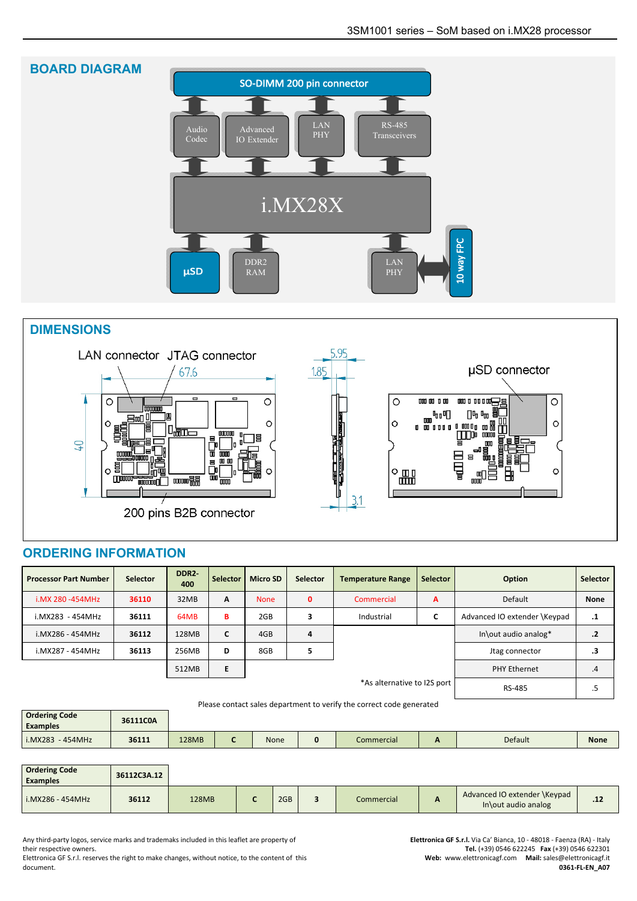## BOARD DIAGRAM

SO-DIMM 200 pin connector

Audio Codec

Advanced IO Extender

LAN PHY

RS-485 Transceivers

i.MX28X

µSD

DDR2 RAM

LAN PHY

10 way FPC

## DIMENSIONS

LAN connector

JTAG connector

67.6

40

200 pins B2B connector

5.95

1.85

3.1

µSD connector

## ORDERING INFORMATION

| Processor Part Number | Selector | DDR2-400 | Selector | Micro SD | Selector | Temperature Range | Selector | Option | Selector |
|---|---|---|---|---|---|---|---|---|---|
| i.MX 280 -454MHz | 36110 | 32MB | A | None | 0 | Commercial | A | Default | None |
| i.MX283 - 454MHz | 36111 | 64MB | B | 2GB | 3 | Industrial | C | Advanced IO extender \Keypad | .1 |
| i.MX286 - 454MHz | 36112 | 128MB | C | 4GB | 4 | | | In\out audio analog* | .2 |
| i.MX287 - 454MHz | 36113 | 256MB | D | 8GB | 5 | | | Jtag connector | .3 |
| | | 512MB | E | | | | | PHY Ethernet | .4 |
| | | | | | | | | RS-485 | .5 |

*As alternative to I2S port

Please contact sales department to verify the correct code generated

| Ordering Code Examples | 36111C0A | | | | | | | | |
|---|---|---|---|---|---|---|---|---|---|
| i.MX283 - 454MHz | 36111 | 128MB | C | None | 0 | Commercial | A | Default | None |

| Ordering Code Examples | 36112C3A.12 | | | | | | | | |
|---|---|---|---|---|---|---|---|---|---|
| i.MX286 - 454MHz | 36112 | 128MB | C | 2GB | 3 | Commercial | A | Advanced IO extender \Keypad In\out audio analog | .12 |

Any third-party logos, service marks and trademaks included in this leaflet are property of their respective owners.
Elettronica GF S.r.l. reserves the right to make changes, without notice, to the content of this document.

**Elettronica GF S.r.l.** Via Ca' Bianca, 10 - 48018 - Faenza (RA) - Italy
**Tel.** (+39) 0546 622245 **Fax** (+39) 0546 622301
**Web:** www.elettronicagf.com **Mail:** sales@elettronicagf.it
**0361-FL-EN_A07**